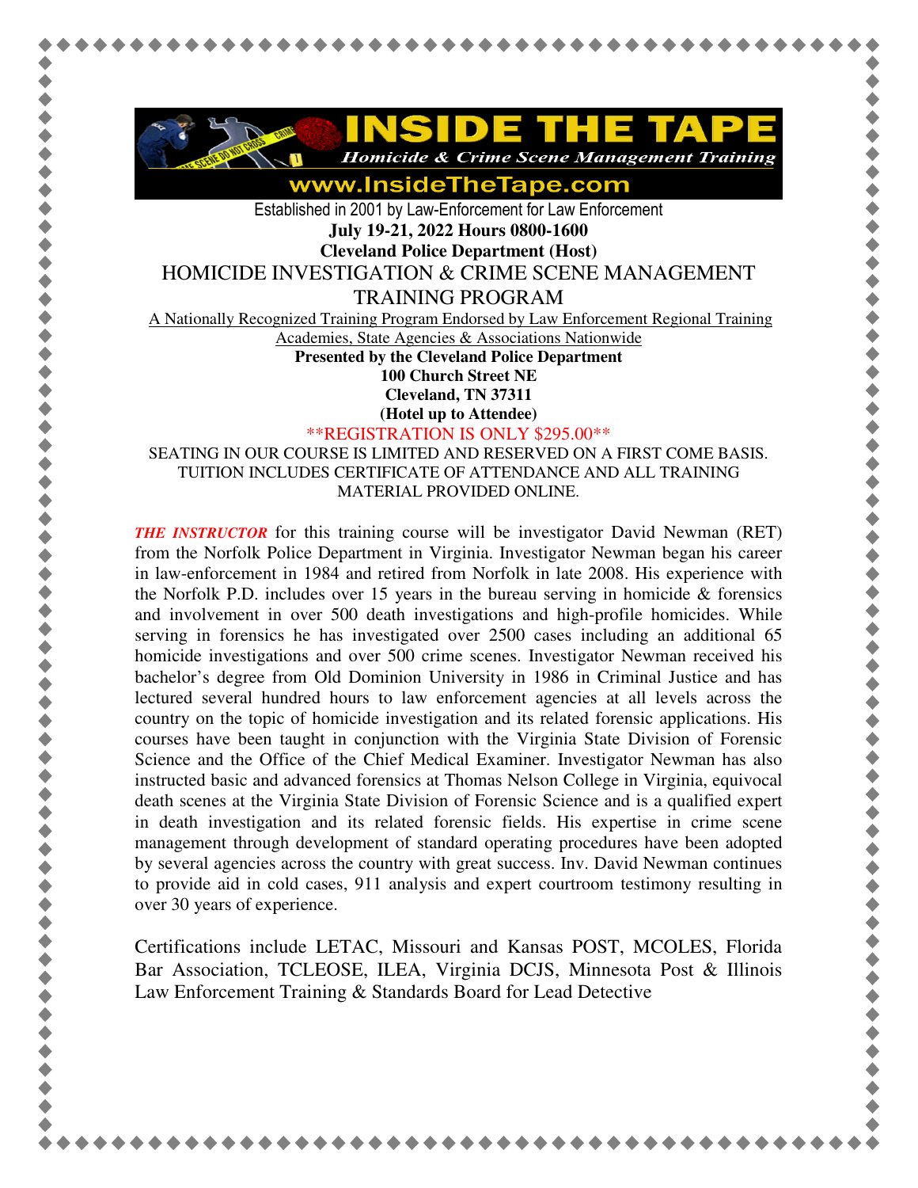# INSIDE THE TAPE

*Homicide & Crime Scene Management Training*

www.InsideTheTape.com

Established in 2001 by Law-Enforcement for Law Enforcement

**July 19-21, 2022 Hours 0800-1600**

**Cleveland Police Department (Host)**

## HOMICIDE INVESTIGATION & CRIME SCENE MANAGEMENT TRAINING PROGRAM

A Nationally Recognized Training Program Endorsed by Law Enforcement Regional Training Academies, State Agencies & Associations Nationwide

**Presented by the Cleveland Police Department**
**100 Church Street NE**
**Cleveland, TN 37311**
**(Hotel up to Attendee)**

\*\*REGISTRATION IS ONLY $295.00\*\*

SEATING IN OUR COURSE IS LIMITED AND RESERVED ON A FIRST COME BASIS. TUITION INCLUDES CERTIFICATE OF ATTENDANCE AND ALL TRAINING MATERIAL PROVIDED ONLINE.

***THE INSTRUCTOR*** for this training course will be investigator David Newman (RET) from the Norfolk Police Department in Virginia. Investigator Newman began his career in law-enforcement in 1984 and retired from Norfolk in late 2008. His experience with the Norfolk P.D. includes over 15 years in the bureau serving in homicide & forensics and involvement in over 500 death investigations and high-profile homicides. While serving in forensics he has investigated over 2500 cases including an additional 65 homicide investigations and over 500 crime scenes. Investigator Newman received his bachelor's degree from Old Dominion University in 1986 in Criminal Justice and has lectured several hundred hours to law enforcement agencies at all levels across the country on the topic of homicide investigation and its related forensic applications. His courses have been taught in conjunction with the Virginia State Division of Forensic Science and the Office of the Chief Medical Examiner. Investigator Newman has also instructed basic and advanced forensics at Thomas Nelson College in Virginia, equivocal death scenes at the Virginia State Division of Forensic Science and is a qualified expert in death investigation and its related forensic fields. His expertise in crime scene management through development of standard operating procedures have been adopted by several agencies across the country with great success. Inv. David Newman continues to provide aid in cold cases, 911 analysis and expert courtroom testimony resulting in over 30 years of experience.

Certifications include LETAC, Missouri and Kansas POST, MCOLES, Florida Bar Association, TCLEOSE, ILEA, Virginia DCJS, Minnesota Post & Illinois Law Enforcement Training & Standards Board for Lead Detective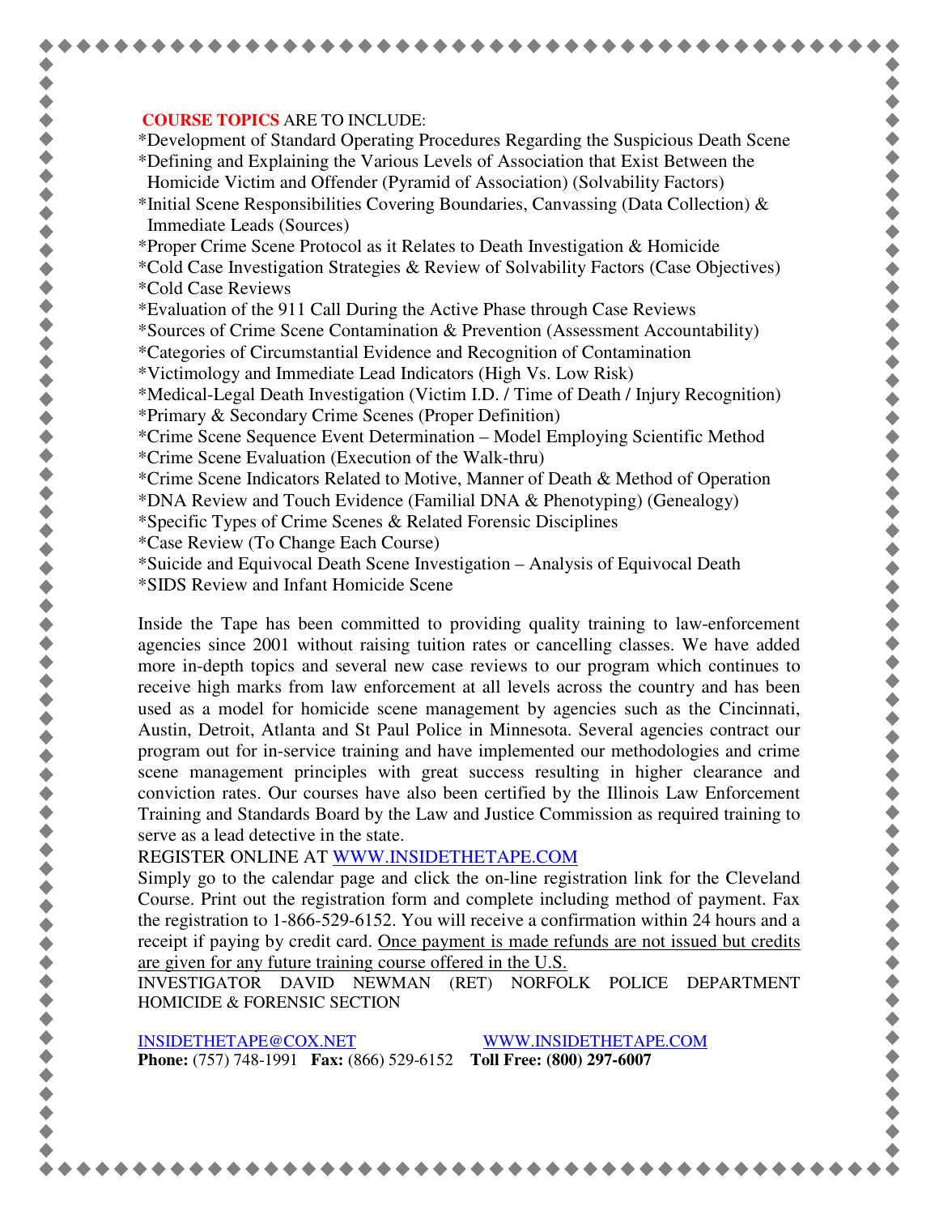**COURSE TOPICS** ARE TO INCLUDE:

*Development of Standard Operating Procedures Regarding the Suspicious Death Scene
*Defining and Explaining the Various Levels of Association that Exist Between the Homicide Victim and Offender (Pyramid of Association) (Solvability Factors)
*Initial Scene Responsibilities Covering Boundaries, Canvassing (Data Collection) & Immediate Leads (Sources)
*Proper Crime Scene Protocol as it Relates to Death Investigation & Homicide
*Cold Case Investigation Strategies & Review of Solvability Factors (Case Objectives)
*Cold Case Reviews
*Evaluation of the 911 Call During the Active Phase through Case Reviews
*Sources of Crime Scene Contamination & Prevention (Assessment Accountability)
*Categories of Circumstantial Evidence and Recognition of Contamination
*Victimology and Immediate Lead Indicators (High Vs. Low Risk)
*Medical-Legal Death Investigation (Victim I.D. / Time of Death / Injury Recognition)
*Primary & Secondary Crime Scenes (Proper Definition)
*Crime Scene Sequence Event Determination – Model Employing Scientific Method
*Crime Scene Evaluation (Execution of the Walk-thru)
*Crime Scene Indicators Related to Motive, Manner of Death & Method of Operation
*DNA Review and Touch Evidence (Familial DNA & Phenotyping) (Genealogy)
*Specific Types of Crime Scenes & Related Forensic Disciplines
*Case Review (To Change Each Course)
*Suicide and Equivocal Death Scene Investigation – Analysis of Equivocal Death
*SIDS Review and Infant Homicide Scene

Inside the Tape has been committed to providing quality training to law-enforcement agencies since 2001 without raising tuition rates or cancelling classes. We have added more in-depth topics and several new case reviews to our program which continues to receive high marks from law enforcement at all levels across the country and has been used as a model for homicide scene management by agencies such as the Cincinnati, Austin, Detroit, Atlanta and St Paul Police in Minnesota. Several agencies contract our program out for in-service training and have implemented our methodologies and crime scene management principles with great success resulting in higher clearance and conviction rates. Our courses have also been certified by the Illinois Law Enforcement Training and Standards Board by the Law and Justice Commission as required training to serve as a lead detective in the state.

REGISTER ONLINE AT [WWW.INSIDETHETAPE.COM](http://WWW.INSIDETHETAPE.COM)

Simply go to the calendar page and click the on-line registration link for the Cleveland Course. Print out the registration form and complete including method of payment. Fax the registration to 1-866-529-6152. You will receive a confirmation within 24 hours and a receipt if paying by credit card. <u>Once payment is made refunds are not issued but credits are given for any future training course offered in the U.S.</u>

INVESTIGATOR DAVID NEWMAN (RET) NORFOLK POLICE DEPARTMENT HOMICIDE & FORENSIC SECTION

[INSIDETHETAPE@COX.NET](mailto:INSIDETHETAPE@COX.NET) [WWW.INSIDETHETAPE.COM](http://WWW.INSIDETHETAPE.COM)

**Phone:** (757) 748-1991 **Fax:** (866) 529-6152 **Toll Free: (800) 297-6007**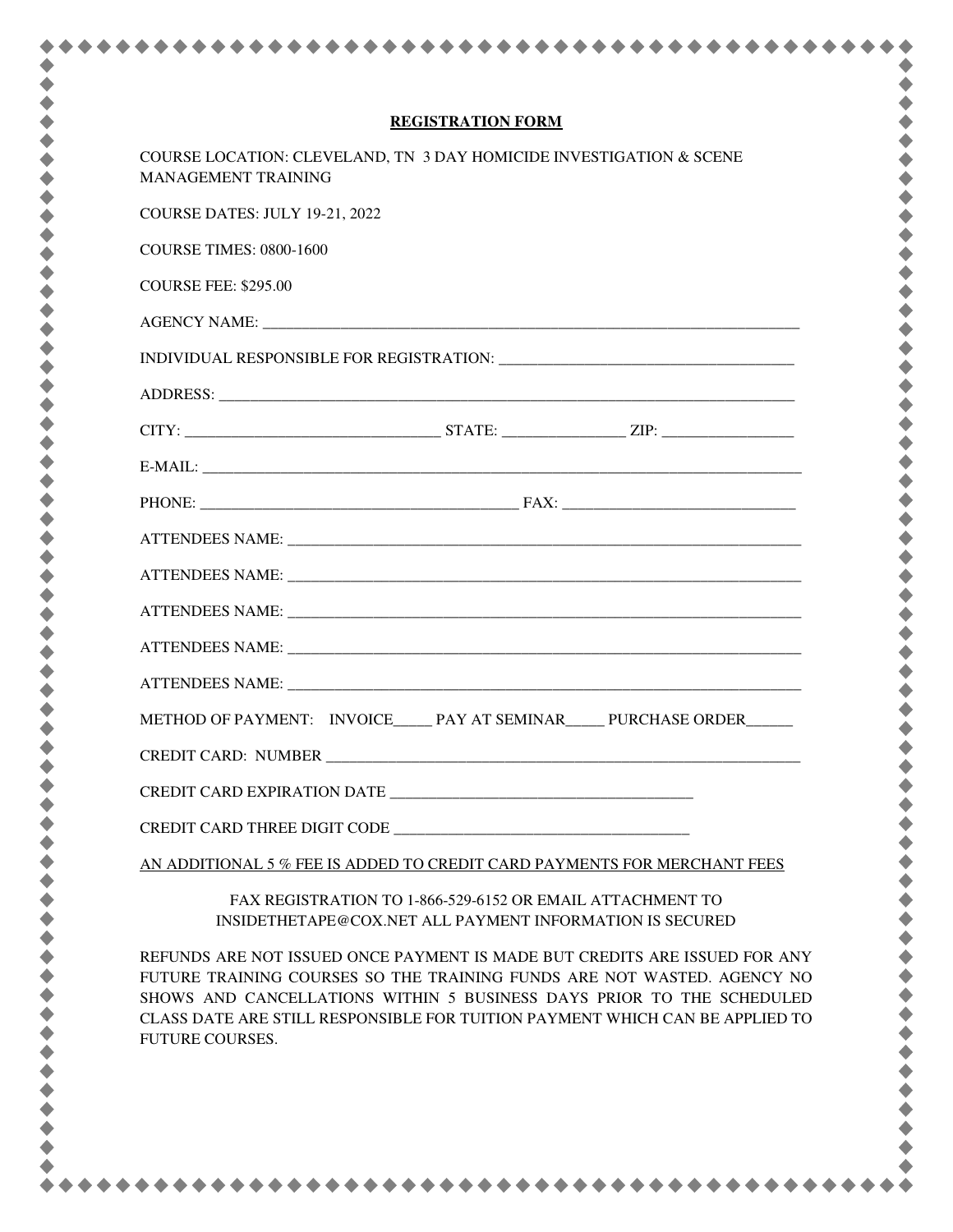**REGISTRATION FORM**

COURSE LOCATION: CLEVELAND, TN 3 DAY HOMICIDE INVESTIGATION & SCENE MANAGEMENT TRAINING

COURSE DATES: JULY 19-21, 2022

COURSE TIMES: 0800-1600

COURSE FEE: $295.00

AGENCY NAME: ____________________________________________________________________

INDIVIDUAL RESPONSIBLE FOR REGISTRATION: ________________________________________

ADDRESS: ________________________________________________________________________

CITY: ________________________________ STATE: ________________ ZIP: _________________

E-MAIL: _________________________________________________________________________

PHONE: _________________________________________ FAX: _____________________________

ATTENDEES NAME: _________________________________________________________________

ATTENDEES NAME: _________________________________________________________________

ATTENDEES NAME: _________________________________________________________________

ATTENDEES NAME: _________________________________________________________________

ATTENDEES NAME: _________________________________________________________________

METHOD OF PAYMENT: INVOICE_____ PAY AT SEMINAR_____ PURCHASE ORDER______

CREDIT CARD: NUMBER ______________________________________________________________

CREDIT CARD EXPIRATION DATE _______________________________________

CREDIT CARD THREE DIGIT CODE ______________________________________

AN ADDITIONAL 5 % FEE IS ADDED TO CREDIT CARD PAYMENTS FOR MERCHANT FEES

FAX REGISTRATION TO 1-866-529-6152 OR EMAIL ATTACHMENT TO INSIDETHETAPE@COX.NET ALL PAYMENT INFORMATION IS SECURED

REFUNDS ARE NOT ISSUED ONCE PAYMENT IS MADE BUT CREDITS ARE ISSUED FOR ANY FUTURE TRAINING COURSES SO THE TRAINING FUNDS ARE NOT WASTED. AGENCY NO SHOWS AND CANCELLATIONS WITHIN 5 BUSINESS DAYS PRIOR TO THE SCHEDULED CLASS DATE ARE STILL RESPONSIBLE FOR TUITION PAYMENT WHICH CAN BE APPLIED TO FUTURE COURSES.